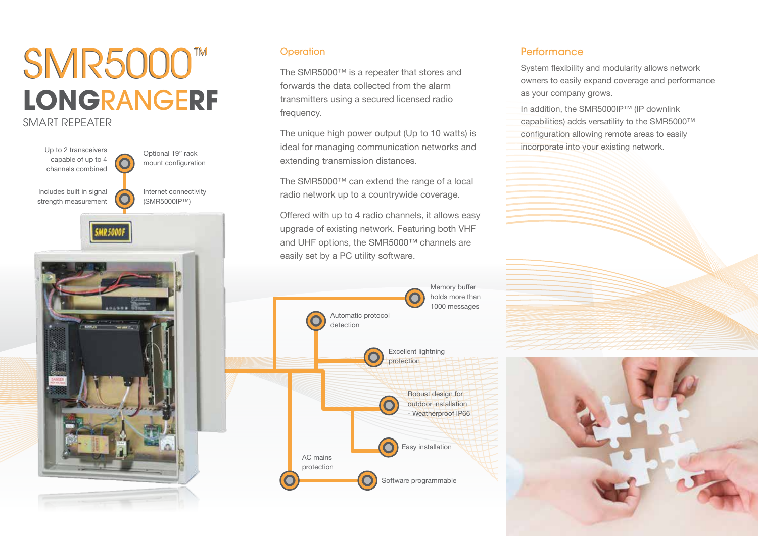# SMR5000™

## LONGRANGERF

### SMART REPEATER

- Up to 2 transceivers capable of up to 4 channels combined
- Optional 19" rack mount configuration
- Includes built in signal strength measurement
- Internet connectivity (SMR5000IP™)

## Operation

The SMR5000™ is a repeater that stores and forwards the data collected from the alarm transmitters using a secured licensed radio frequency.

The unique high power output (Up to 10 watts) is ideal for managing communication networks and extending transmission distances.

The SMR5000™ can extend the range of a local radio network up to a countrywide coverage.

Offered with up to 4 radio channels, it allows easy upgrade of existing network. Featuring both VHF and UHF options, the SMR5000™ channels are easily set by a PC utility software.

- Memory buffer holds more than 1000 messages
- Automatic protocol detection
- Excellent lightning protection
- Robust design for outdoor installation - Weatherproof IP66
- Easy installation
- AC mains protection
- Software programmable

## Performance

System flexibility and modularity allows network owners to easily expand coverage and performance as your company grows.

In addition, the SMR5000IP™ (IP downlink capabilities) adds versatility to the SMR5000™ configuration allowing remote areas to easily incorporate into your existing network.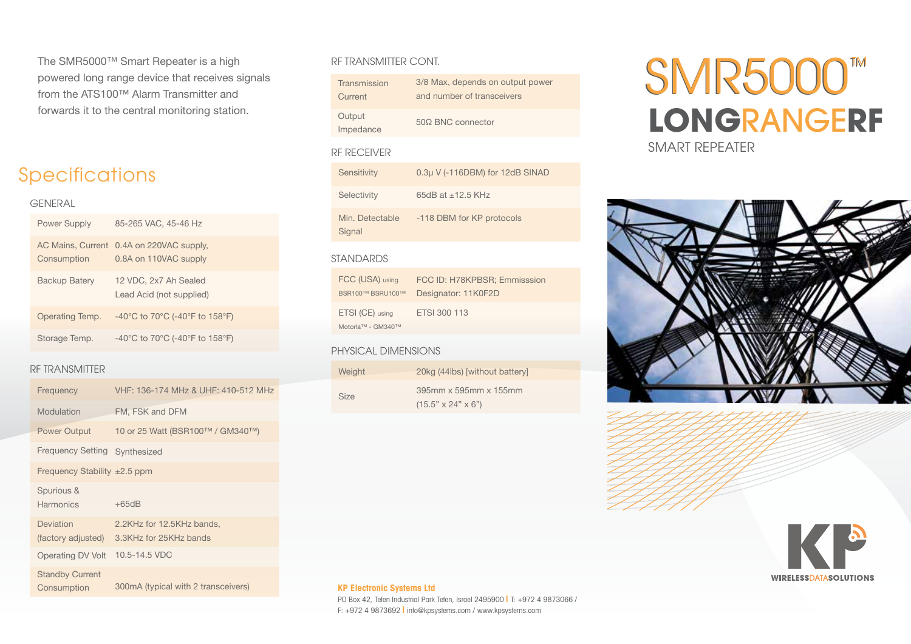# SMR5000™

## LONGRANGERF

SMART REPEATER

The SMR5000™ Smart Repeater is a high powered long range device that receives signals from the ATS100™ Alarm Transmitter and forwards it to the central monitoring station.

## Specifications

### GENERAL

| | |
|---|---|
| Power Supply | 85-265 VAC, 45-46 Hz |
| AC Mains, Current Consumption | 0.4A on 220VAC supply, 0.8A on 110VAC supply |
| Backup Batery | 12 VDC, 2x7 Ah Sealed Lead Acid (not supplied) |
| Operating Temp. | -40°C to 70°C (-40°F to 158°F) |
| Storage Temp. | -40°C to 70°C (-40°F to 158°F) |

### RF TRANSMITTER

| | |
|---|---|
| Frequency | VHF: 136-174 MHz & UHF: 410-512 MHz |
| Modulation | FM, FSK and DFM |
| Power Output | 10 or 25 Watt (BSR100™ / GM340™) |
| Frequency Setting | Synthesized |
| Frequency Stability | ±2.5 ppm |
| Spurious & Harmonics | +65dB |
| Deviation (factory adjusted) | 2.2KHz for 12.5KHz bands, 3.3KHz for 25KHz bands |
| Operating DV Volt | 10.5-14.5 VDC |
| Standby Current Consumption | 300mA (typical with 2 transceivers) |

### RF TRANSMITTER CONT.

| | |
|---|---|
| Transmission Current | 3/8 Max, depends on output power and number of transceivers |
| Output Impedance | 50Ω BNC connector |

### RF RECEIVER

| | |
|---|---|
| Sensitivity | 0.3µ V (-116DBM) for 12dB SINAD |
| Selectivity | 65dB at ±12.5 KHz |
| Min. Detectable Signal | -118 DBM for KP protocols |

### STANDARDS

| | |
|---|---|
| FCC (USA) using BSR100™ BSRU100™ | FCC ID: H78KPBSR; Emmisssion Designator: 11K0F2D |
| ETSI (CE) using Motorla™ - GM340™ | ETSI 300 113 |

### PHYSICAL DIMENSIONS

| | |
|---|---|
| Weight | 20kg (44lbs) [without battery] |
| Size | 395mm x 595mm x 155mm (15.5" x 24" x 6") |

**KP Electronic Systems Ltd**
PO Box 42, Tefen Industrial Park Tefen, Israel 2495900 | T: +972 4 9873066 / F: +972 4 9873692 | info@kpsystems.com / www.kpsystems.com

KP WIRELESSDATASOLUTIONS